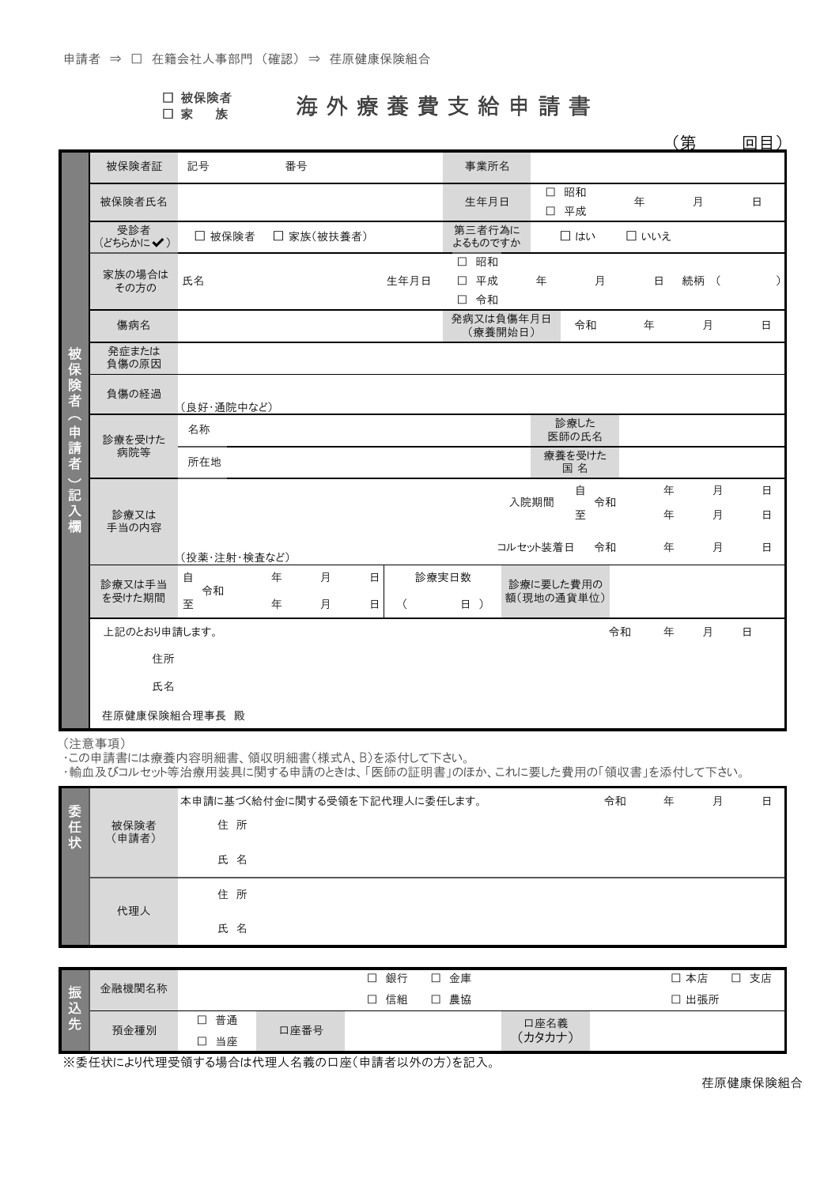申請者 ⇒ ☐ 在籍会社人事部門（確認）⇒ 荏原健康保険組合

☐ 被保険者
☐ 家　族

# 海外療養費支給申請書

（第　　回目）

**被保険者（申請者）記入欄**

| 項目 | 内容 | | | |
|---|---|---|---|---|
| 被保険者証 | 記号　　番号 | | 事業所名 | |
| 被保険者氏名 | | | 生年月日 | ☐ 昭和 ☐ 平成　　年　　月　　日 |
| 受診者（どちらかに✔） | ☐ 被保険者　☐ 家族（被扶養者） | | 第三者行為によるものですか | ☐ はい　☐ いいえ |
| 家族の場合はその方の | 氏名 | 生年月日 | ☐ 昭和 ☐ 平成 ☐ 令和　　年　　月　　日 | 続柄（　　　） |
| 傷病名 | | | 発病又は負傷年月日（療養開始日） | 令和　　年　　月　　日 |
| 発症または負傷の原因 | | | | |
| 負傷の経過 | （良好･通院中など） | | | |
| 診療を受けた病院等 | 名称 | | 診療した医師の氏名 | |
| | 所在地 | | 療養を受けた国名 | |
| 診療又は手当の内容 | （投薬･注射･検査など） | | 入院期間 | 自 令和　　年　　月　　日 至　　年　　月　　日 |
| | | | コルセット装着日 | 令和　　年　　月　　日 |
| 診療又は手当を受けた期間 | 自 令和　　年　　月　　日 至　　年　　月　　日 | 診療実日数（　　日） | 診療に要した費用の額（現地の通貨単位） | |

上記のとおり申請します。　　　　令和　　年　　月　　日

住所

氏名

荏原健康保険組合理事長　殿

（注意事項）
・この申請書には療養内容明細書、領収明細書（様式A、B）を添付して下さい。
・輸血及びコルセット等治療用装具に関する申請のときは、「医師の証明書」のほか、これに要した費用の「領収書」を添付して下さい。

**委任状**

| 区分 | 内容 |
|---|---|
| 被保険者（申請者） | 本申請に基づく給付金に関する受領を下記代理人に委任します。　　令和　　年　　月　　日<br>住 所<br>氏 名 |
| 代理人 | 住 所<br>氏 名 |

**振込先**

| 金融機関名称 | | ☐ 銀行 ☐ 金庫 ☐ 信組 ☐ 農協 | | ☐ 本店 ☐ 支店 ☐ 出張所 |
|---|---|---|---|---|
| 預金種別 | ☐ 普通 ☐ 当座 | 口座番号 | 口座名義（カタカナ） | |

※委任状により代理受領する場合は代理人名義の口座（申請者以外の方）を記入。

荏原健康保険組合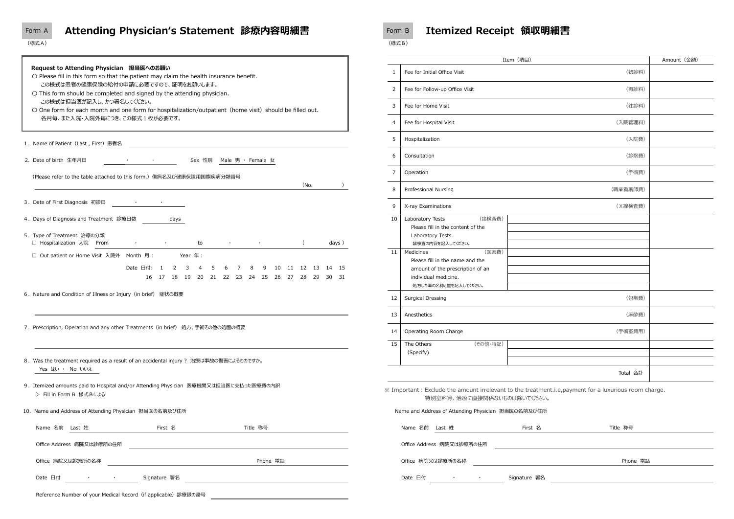Form A

# Attending Physician's Statement 診療内容明細書

（様式A）

**Request to Attending Physician 担当医へのお願い**

○ Please fill in this form so that the patient may claim the health insurance benefit.
この様式は患者の健康保険の給付の申請に必要ですので、証明をお願いします。

○ This form should be completed and signed by the attending physician.
この様式は担当医が記入し、かつ署名してください。

○ One form for each month and one form for hospitalization/outpatient（home visit）should be filled out.
各月毎、また入院・入院外毎につき、この様式１枚が必要です。

1．Name of Patient（Last , First）患者名

2. Date of birth 生年月日 ・ ・ Sex 性別 Male 男 ・ Female 女

（Please refer to the table attached to this form.）傷病名及び健康保険用国際疾病分類番号

（No. ）

3．Date of First Diagnosis 初診日 ・ ・

4．Days of Diagnosis and Treatment 診療日数 days

5．Type of Treatment 治療の分類

□ Hospitalization 入院 From ・ ・ to ・ ・ （ days ）

□ Out patient or Home Visit 入院外 Month 月： Year 年：

Date 日付: 1 2 3 4 5 6 7 8 9 10 11 12 13 14 15
16 17 18 19 20 21 22 23 24 25 26 27 28 29 30 31

6．Nature and Condition of Illness or Injury（in brief） 症状の概要

7．Prescription, Operation and any other Treatments（in brief） 処方、手術その他の処置の概要

8．Was the treatment required as a result of an accidental injury？ 治療は事故の傷害によるものですか。
Yes はい ・ No いいえ

9．Itemized amounts paid to Hospital and/or Attending Physician 医療機関又は担当医に支払った医療費の内訳
▷ Fill in Form B 様式Bによる

10．Name and Address of Attending Physician 担当医の名前及び住所

Name 名前 Last 姓 First 名 Title 称号

Office Address 病院又は診療所の住所

Office 病院又は診療所の名称 Phone 電話

Date 日付 ・ ・ Signature 署名

Reference Number of your Medical Record（if applicable）診療録の番号

Form B

# Itemized Receipt 領収明細書

（様式B）

| | Item（項目） | | | Amount（金額） |
|---|---|---|---|---|
| 1 | Fee for Initial Office Visit | | （初診料） | |
| 2 | Fee for Follow-up Office Visit | | （再診料） | |
| 3 | Fee for Home Visit | | （往診料） | |
| 4 | Fee for Hospital Visit | | （入院管理料） | |
| 5 | Hospitalization | | （入院費） | |
| 6 | Consultation | | （診察費） | |
| 7 | Operation | | （手術費） | |
| 8 | Professional Nursing | | （職業看護師費） | |
| 9 | X-ray Examinations | | （Ｘ線検査費） | |
| 10 | Laboratory Tests （諸検査費）<br>Please fill in the content of the Laboratory Tests.<br>諸検査の内容を記入してください。 | | | |
| 11 | Medicines （医薬費）<br>Please fill in the name and the amount of the prescription of an individual medicine.<br>処方した薬の名称と量を記入してください。 | | | |
| 12 | Surgical Dressing | | （包帯費） | |
| 13 | Anesthetics | | （麻酔費） | |
| 14 | Operating Room Charge | | （手術室費用） | |
| 15 | The Others （その他・特記）<br>（Specify） | | | |
| | | | Total 合計 | |

※ Important : Exclude the amount irrelevant to the treatment.i.e,payment for a luxurious room charge.
特別室料等、治療に直接関係ないものは除いてください。

Name and Address of Attending Physician 担当医の名前及び住所

Name 名前 Last 姓 First 名 Title 称号

Office Address 病院又は診療所の住所

Office 病院又は診療所の名称 Phone 電話

Date 日付 ・ ・ Signature 署名